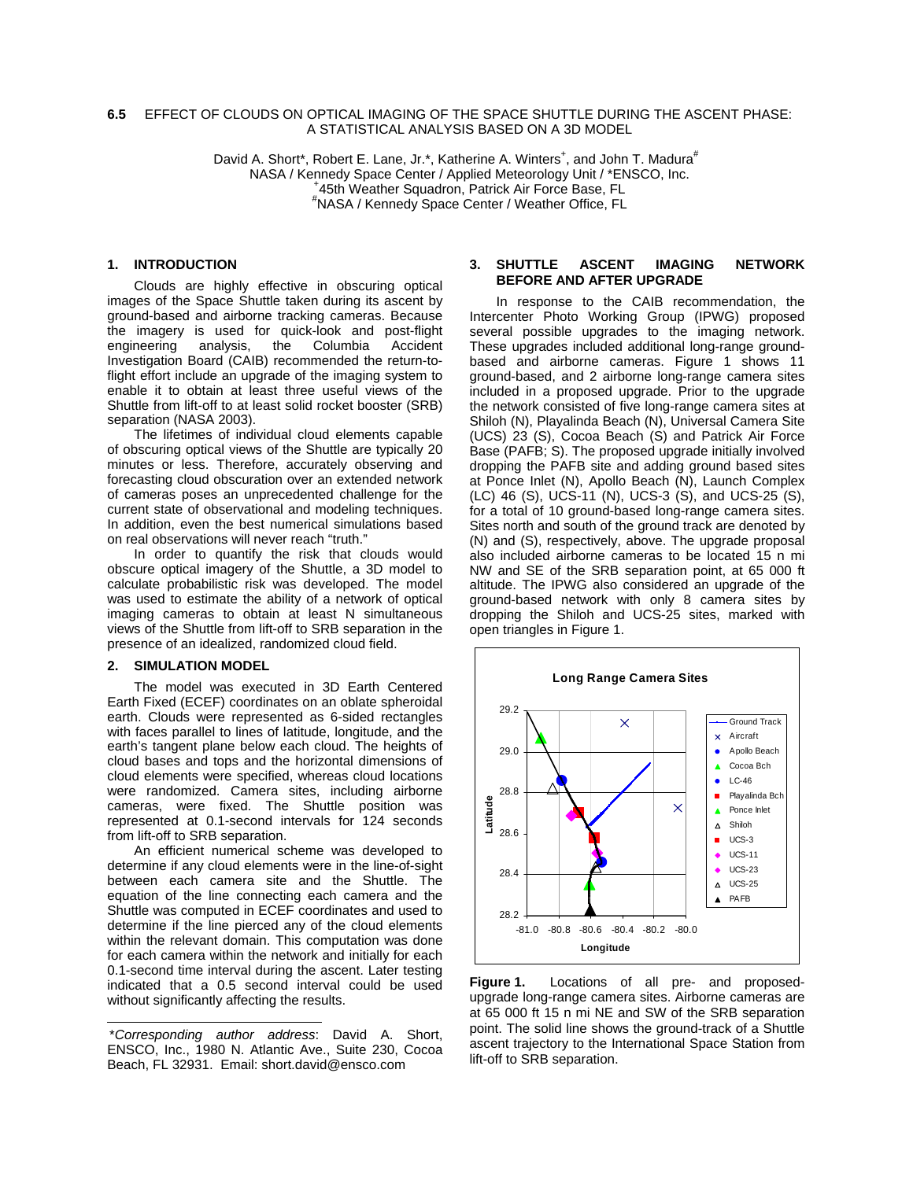**6.5** EFFECT OF CLOUDS ON OPTICAL IMAGING OF THE SPACE SHUTTLE DURING THE ASCENT PHASE: A STATISTICAL ANALYSIS BASED ON A 3D MODEL

David A. Short*, Robert E. Lane, Jr.*, Katherine A. Winters[+], and John T. Madura[#]
NASA / Kennedy Space Center / Applied Meteorology Unit / *ENSCO, Inc.
[+]45th Weather Squadron, Patrick Air Force Base, FL
[#]NASA / Kennedy Space Center / Weather Office, FL

## 1. INTRODUCTION

Clouds are highly effective in obscuring optical images of the Space Shuttle taken during its ascent by ground-based and airborne tracking cameras. Because the imagery is used for quick-look and post-flight engineering analysis, the Columbia Accident Investigation Board (CAIB) recommended the return-to-flight effort include an upgrade of the imaging system to enable it to obtain at least three useful views of the Shuttle from lift-off to at least solid rocket booster (SRB) separation (NASA 2003).

The lifetimes of individual cloud elements capable of obscuring optical views of the Shuttle are typically 20 minutes or less. Therefore, accurately observing and forecasting cloud obscuration over an extended network of cameras poses an unprecedented challenge for the current state of observational and modeling techniques. In addition, even the best numerical simulations based on real observations will never reach "truth."

In order to quantify the risk that clouds would obscure optical imagery of the Shuttle, a 3D model to calculate probabilistic risk was developed. The model was used to estimate the ability of a network of optical imaging cameras to obtain at least N simultaneous views of the Shuttle from lift-off to SRB separation in the presence of an idealized, randomized cloud field.

## 2. SIMULATION MODEL

The model was executed in 3D Earth Centered Earth Fixed (ECEF) coordinates on an oblate spheroidal earth. Clouds were represented as 6-sided rectangles with faces parallel to lines of latitude, longitude, and the earth's tangent plane below each cloud. The heights of cloud bases and tops and the horizontal dimensions of cloud elements were specified, whereas cloud locations were randomized. Camera sites, including airborne cameras, were fixed. The Shuttle position was represented at 0.1-second intervals for 124 seconds from lift-off to SRB separation.

An efficient numerical scheme was developed to determine if any cloud elements were in the line-of-sight between each camera site and the Shuttle. The equation of the line connecting each camera and the Shuttle was computed in ECEF coordinates and used to determine if the line pierced any of the cloud elements within the relevant domain. This computation was done for each camera within the network and initially for each 0.1-second time interval during the ascent. Later testing indicated that a 0.5 second interval could be used without significantly affecting the results.

---

*\*Corresponding author address*: David A. Short, ENSCO, Inc., 1980 N. Atlantic Ave., Suite 230, Cocoa Beach, FL 32931. Email: short.david@ensco.com

## 3. SHUTTLE ASCENT IMAGING NETWORK BEFORE AND AFTER UPGRADE

In response to the CAIB recommendation, the Intercenter Photo Working Group (IPWG) proposed several possible upgrades to the imaging network. These upgrades included additional long-range ground-based and airborne cameras. Figure 1 shows 11 ground-based, and 2 airborne long-range camera sites included in a proposed upgrade. Prior to the upgrade the network consisted of five long-range camera sites at Shiloh (N), Playalinda Beach (N), Universal Camera Site (UCS) 23 (S), Cocoa Beach (S) and Patrick Air Force Base (PAFB; S). The proposed upgrade initially involved dropping the PAFB site and adding ground based sites at Ponce Inlet (N), Apollo Beach (N), Launch Complex (LC) 46 (S), UCS-11 (N), UCS-3 (S), and UCS-25 (S), for a total of 10 ground-based long-range camera sites. Sites north and south of the ground track are denoted by (N) and (S), respectively, above. The upgrade proposal also included airborne cameras to be located 15 n mi NW and SE of the SRB separation point, at 65 000 ft altitude. The IPWG also considered an upgrade of the ground-based network with only 8 camera sites by dropping the Shiloh and UCS-25 sites, marked with open triangles in Figure 1.

**Figure 1.** Locations of all pre- and proposed-upgrade long-range camera sites. Airborne cameras are at 65 000 ft 15 n mi NE and SW of the SRB separation point. The solid line shows the ground-track of a Shuttle ascent trajectory to the International Space Station from lift-off to SRB separation.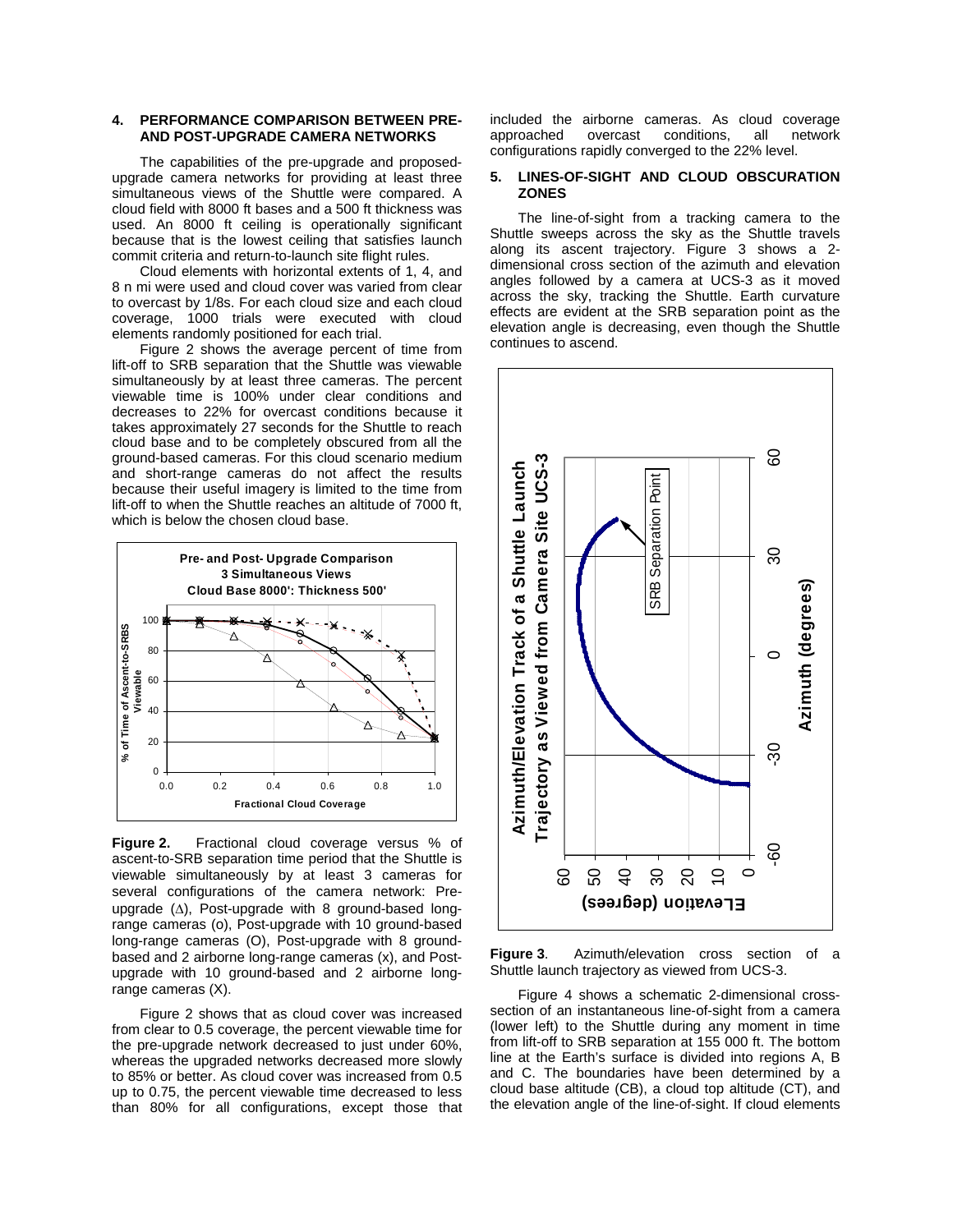## 4. PERFORMANCE COMPARISON BETWEEN PRE- AND POST-UPGRADE CAMERA NETWORKS

The capabilities of the pre-upgrade and proposed-upgrade camera networks for providing at least three simultaneous views of the Shuttle were compared. A cloud field with 8000 ft bases and a 500 ft thickness was used. An 8000 ft ceiling is operationally significant because that is the lowest ceiling that satisfies launch commit criteria and return-to-launch site flight rules.

Cloud elements with horizontal extents of 1, 4, and 8 n mi were used and cloud cover was varied from clear to overcast by 1/8s. For each cloud size and each cloud coverage, 1000 trials were executed with cloud elements randomly positioned for each trial.

Figure 2 shows the average percent of time from lift-off to SRB separation that the Shuttle was viewable simultaneously by at least three cameras. The percent viewable time is 100% under clear conditions and decreases to 22% for overcast conditions because it takes approximately 27 seconds for the Shuttle to reach cloud base and to be completely obscured from all the ground-based cameras. For this cloud scenario medium and short-range cameras do not affect the results because their useful imagery is limited to the time from lift-off to when the Shuttle reaches an altitude of 7000 ft, which is below the chosen cloud base.

**Figure 2.** Fractional cloud coverage versus % of ascent-to-SRB separation time period that the Shuttle is viewable simultaneously by at least 3 cameras for several configurations of the camera network: Pre-upgrade (∆), Post-upgrade with 8 ground-based long-range cameras (o), Post-upgrade with 10 ground-based long-range cameras (O), Post-upgrade with 8 ground-based and 2 airborne long-range cameras (x), and Post-upgrade with 10 ground-based and 2 airborne long-range cameras (X).

Figure 2 shows that as cloud cover was increased from clear to 0.5 coverage, the percent viewable time for the pre-upgrade network decreased to just under 60%, whereas the upgraded networks decreased more slowly to 85% or better. As cloud cover was increased from 0.5 up to 0.75, the percent viewable time decreased to less than 80% for all configurations, except those that included the airborne cameras. As cloud coverage approached overcast conditions, all network configurations rapidly converged to the 22% level.

## 5. LINES-OF-SIGHT AND CLOUD OBSCURATION ZONES

The line-of-sight from a tracking camera to the Shuttle sweeps across the sky as the Shuttle travels along its ascent trajectory. Figure 3 shows a 2-dimensional cross section of the azimuth and elevation angles followed by a camera at UCS-3 as it moved across the sky, tracking the Shuttle. Earth curvature effects are evident at the SRB separation point as the elevation angle is decreasing, even though the Shuttle continues to ascend.

**Figure 3**. Azimuth/elevation cross section of a Shuttle launch trajectory as viewed from UCS-3.

Figure 4 shows a schematic 2-dimensional cross-section of an instantaneous line-of-sight from a camera (lower left) to the Shuttle during any moment in time from lift-off to SRB separation at 155 000 ft. The bottom line at the Earth's surface is divided into regions A, B and C. The boundaries have been determined by a cloud base altitude (CB), a cloud top altitude (CT), and the elevation angle of the line-of-sight. If cloud elements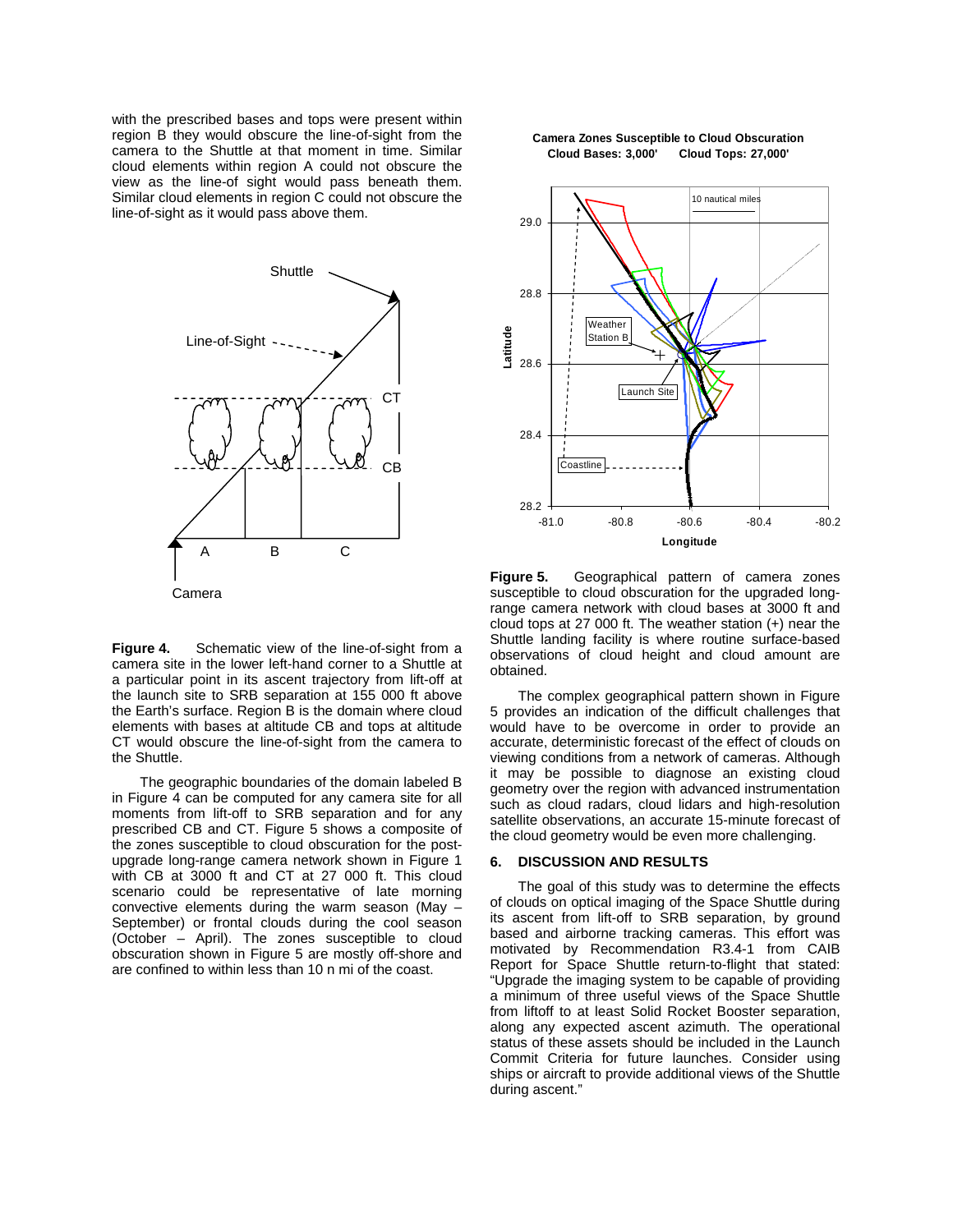with the prescribed bases and tops were present within region B they would obscure the line-of-sight from the camera to the Shuttle at that moment in time. Similar cloud elements within region A could not obscure the view as the line-of sight would pass beneath them. Similar cloud elements in region C could not obscure the line-of-sight as it would pass above them.

**Figure 4.** Schematic view of the line-of-sight from a camera site in the lower left-hand corner to a Shuttle at a particular point in its ascent trajectory from lift-off at the launch site to SRB separation at 155 000 ft above the Earth's surface. Region B is the domain where cloud elements with bases at altitude CB and tops at altitude CT would obscure the line-of-sight from the camera to the Shuttle.

The geographic boundaries of the domain labeled B in Figure 4 can be computed for any camera site for all moments from lift-off to SRB separation and for any prescribed CB and CT. Figure 5 shows a composite of the zones susceptible to cloud obscuration for the post-upgrade long-range camera network shown in Figure 1 with CB at 3000 ft and CT at 27 000 ft. This cloud scenario could be representative of late morning convective elements during the warm season (May – September) or frontal clouds during the cool season (October – April). The zones susceptible to cloud obscuration shown in Figure 5 are mostly off-shore and are confined to within less than 10 n mi of the coast.

**Figure 5.** Geographical pattern of camera zones susceptible to cloud obscuration for the upgraded long-range camera network with cloud bases at 3000 ft and cloud tops at 27 000 ft. The weather station (+) near the Shuttle landing facility is where routine surface-based observations of cloud height and cloud amount are obtained.

The complex geographical pattern shown in Figure 5 provides an indication of the difficult challenges that would have to be overcome in order to provide an accurate, deterministic forecast of the effect of clouds on viewing conditions from a network of cameras. Although it may be possible to diagnose an existing cloud geometry over the region with advanced instrumentation such as cloud radars, cloud lidars and high-resolution satellite observations, an accurate 15-minute forecast of the cloud geometry would be even more challenging.

## 6. DISCUSSION AND RESULTS

The goal of this study was to determine the effects of clouds on optical imaging of the Space Shuttle during its ascent from lift-off to SRB separation, by ground based and airborne tracking cameras. This effort was motivated by Recommendation R3.4-1 from CAIB Report for Space Shuttle return-to-flight that stated: "Upgrade the imaging system to be capable of providing a minimum of three useful views of the Space Shuttle from liftoff to at least Solid Rocket Booster separation, along any expected ascent azimuth. The operational status of these assets should be included in the Launch Commit Criteria for future launches. Consider using ships or aircraft to provide additional views of the Shuttle during ascent."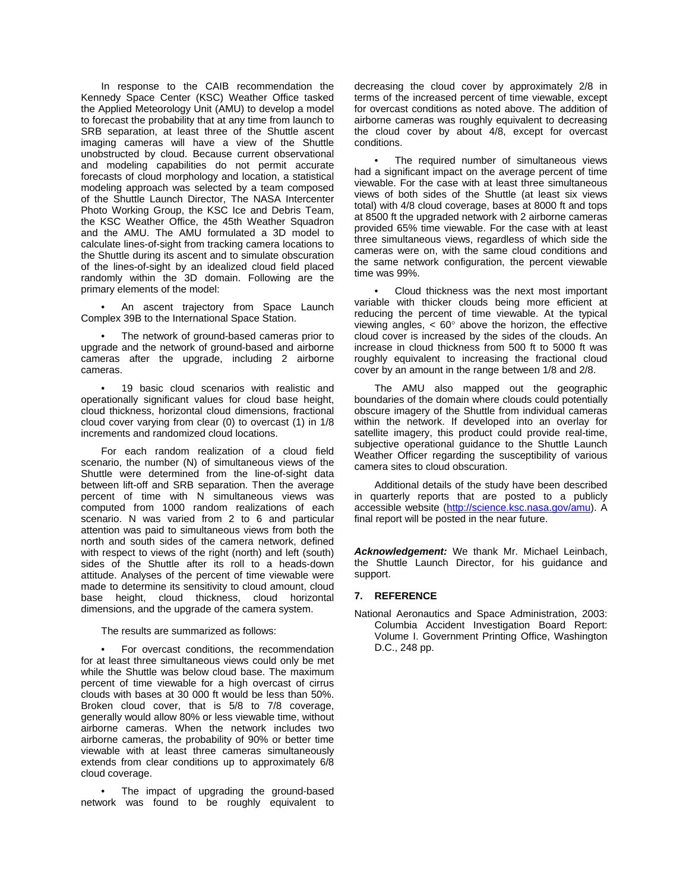In response to the CAIB recommendation the Kennedy Space Center (KSC) Weather Office tasked the Applied Meteorology Unit (AMU) to develop a model to forecast the probability that at any time from launch to SRB separation, at least three of the Shuttle ascent imaging cameras will have a view of the Shuttle unobstructed by cloud. Because current observational and modeling capabilities do not permit accurate forecasts of cloud morphology and location, a statistical modeling approach was selected by a team composed of the Shuttle Launch Director, The NASA Intercenter Photo Working Group, the KSC Ice and Debris Team, the KSC Weather Office, the 45th Weather Squadron and the AMU. The AMU formulated a 3D model to calculate lines-of-sight from tracking camera locations to the Shuttle during its ascent and to simulate obscuration of the lines-of-sight by an idealized cloud field placed randomly within the 3D domain. Following are the primary elements of the model:

- An ascent trajectory from Space Launch Complex 39B to the International Space Station.
- The network of ground-based cameras prior to upgrade and the network of ground-based and airborne cameras after the upgrade, including 2 airborne cameras.
- 19 basic cloud scenarios with realistic and operationally significant values for cloud base height, cloud thickness, horizontal cloud dimensions, fractional cloud cover varying from clear (0) to overcast (1) in 1/8 increments and randomized cloud locations.

For each random realization of a cloud field scenario, the number (N) of simultaneous views of the Shuttle were determined from the line-of-sight data between lift-off and SRB separation. Then the average percent of time with N simultaneous views was computed from 1000 random realizations of each scenario. N was varied from 2 to 6 and particular attention was paid to simultaneous views from both the north and south sides of the camera network, defined with respect to views of the right (north) and left (south) sides of the Shuttle after its roll to a heads-down attitude. Analyses of the percent of time viewable were made to determine its sensitivity to cloud amount, cloud base height, cloud thickness, cloud horizontal dimensions, and the upgrade of the camera system.

The results are summarized as follows:

- For overcast conditions, the recommendation for at least three simultaneous views could only be met while the Shuttle was below cloud base. The maximum percent of time viewable for a high overcast of cirrus clouds with bases at 30 000 ft would be less than 50%. Broken cloud cover, that is 5/8 to 7/8 coverage, generally would allow 80% or less viewable time, without airborne cameras. When the network includes two airborne cameras, the probability of 90% or better time viewable with at least three cameras simultaneously extends from clear conditions up to approximately 6/8 cloud coverage.
- The impact of upgrading the ground-based network was found to be roughly equivalent to decreasing the cloud cover by approximately 2/8 in terms of the increased percent of time viewable, except for overcast conditions as noted above. The addition of airborne cameras was roughly equivalent to decreasing the cloud cover by about 4/8, except for overcast conditions.
- The required number of simultaneous views had a significant impact on the average percent of time viewable. For the case with at least three simultaneous views of both sides of the Shuttle (at least six views total) with 4/8 cloud coverage, bases at 8000 ft and tops at 8500 ft the upgraded network with 2 airborne cameras provided 65% time viewable. For the case with at least three simultaneous views, regardless of which side the cameras were on, with the same cloud conditions and the same network configuration, the percent viewable time was 99%.
- Cloud thickness was the next most important variable with thicker clouds being more efficient at reducing the percent of time viewable. At the typical viewing angles, $< 60°$ above the horizon, the effective cloud cover is increased by the sides of the clouds. An increase in cloud thickness from 500 ft to 5000 ft was roughly equivalent to increasing the fractional cloud cover by an amount in the range between 1/8 and 2/8.

The AMU also mapped out the geographic boundaries of the domain where clouds could potentially obscure imagery of the Shuttle from individual cameras within the network. If developed into an overlay for satellite imagery, this product could provide real-time, subjective operational guidance to the Shuttle Launch Weather Officer regarding the susceptibility of various camera sites to cloud obscuration.

Additional details of the study have been described in quarterly reports that are posted to a publicly accessible website (http://science.ksc.nasa.gov/amu). A final report will be posted in the near future.

***Acknowledgement:*** We thank Mr. Michael Leinbach, the Shuttle Launch Director, for his guidance and support.

## 7. REFERENCE

National Aeronautics and Space Administration, 2003: Columbia Accident Investigation Board Report: Volume I. Government Printing Office, Washington D.C., 248 pp.